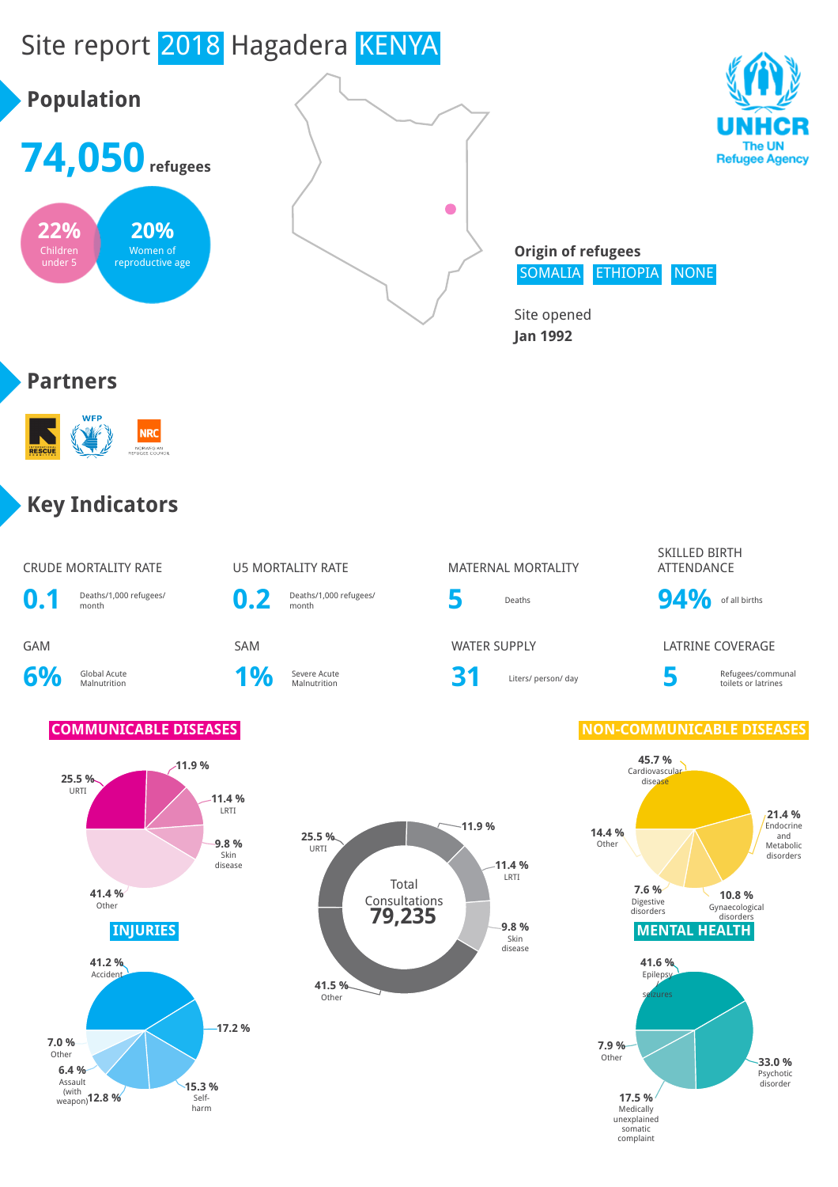# Site report 2018 Hagadera KENYA

## Population

**74,050** refugees

22% Children under 5

20% Women of reproductive age

UNHCR The UN Refugee Agency

**Origin of refugees**

SOMALIA ETHIOPIA NONE

Site opened
**Jan 1992**

## Partners

## Key Indicators

| CRUDE MORTALITY RATE | U5 MORTALITY RATE | MATERNAL MORTALITY | SKILLED BIRTH ATTENDANCE |
|---|---|---|---|
| **0.1** Deaths/1,000 refugees/ month | **0.2** Deaths/1,000 refugees/ month | **5** Deaths | **94%** of all births |

| GAM | SAM | WATER SUPPLY | LATRINE COVERAGE |
|---|---|---|---|
| **6%** Global Acute Malnutrition | **1%** Severe Acute Malnutrition | **31** Liters/ person/ day | **5** Refugees/communal toilets or latrines |

### COMMUNICABLE DISEASES

- 25.5 % URTI
- 11.9 %
- 11.4 % LRTI
- 9.8 % Skin disease
- 41.4 % Other

### Total Consultations 79,235

- 25.5 % URTI
- 11.9 %
- 11.4 % LRTI
- 9.8 % Skin disease
- 41.5 % Other

### NON-COMMUNICABLE DISEASES

- 45.7 % Cardiovascular disease
- 21.4 % Endocrine and Metabolic disorders
- 10.8 % Gynaecological disorders
- 7.6 % Digestive disorders
- 14.4 % Other

### INJURIES

- 41.2 % Accident
- 17.2 %
- 15.3 % Self-harm
- 12.8 %
- 6.4 % Assault (with weapon)
- 7.0 % Other

### MENTAL HEALTH

- 41.6 % Epilepsy/ seizures
- 33.0 % Psychotic disorder
- 17.5 % Medically unexplained somatic complaint
- 7.9 % Other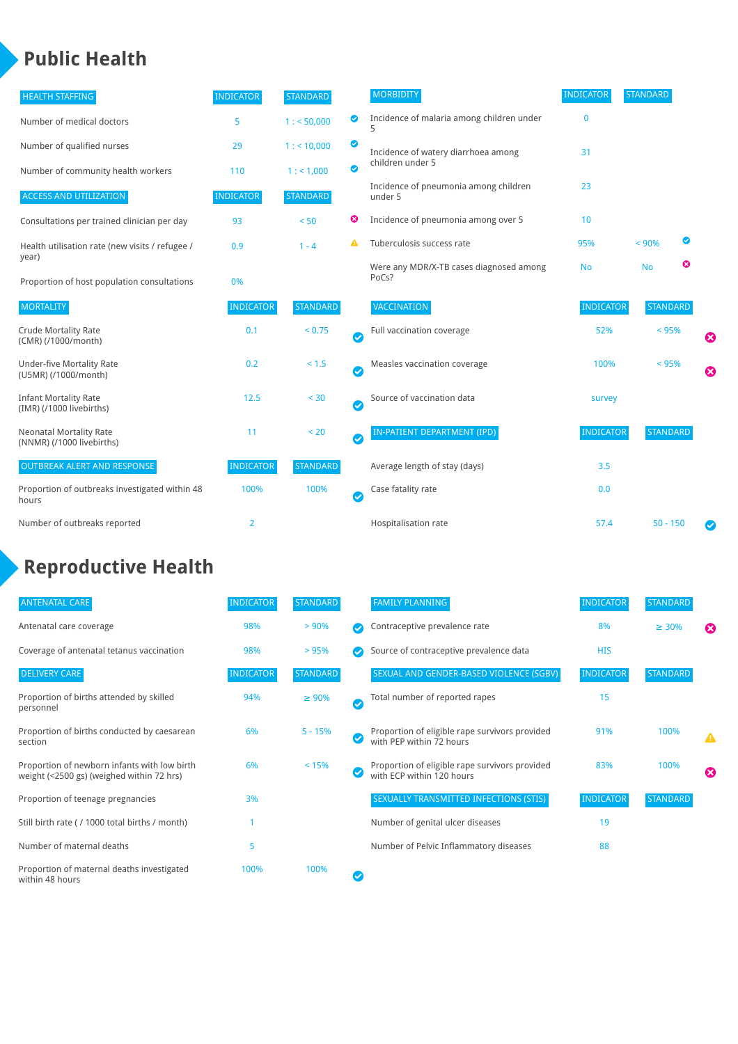# Public Health

| HEALTH STAFFING | INDICATOR | STANDARD | |
|---|---|---|---|
| Number of medical doctors | 5 | 1 : < 50,000 | ✔ |
| Number of qualified nurses | 29 | 1 : < 10,000 | ✔ |
| Number of community health workers | 110 | 1 : < 1,000 | ✔ |

| ACCESS AND UTILIZATION | INDICATOR | STANDARD | |
|---|---|---|---|
| Consultations per trained clinician per day | 93 | < 50 | ✖ |
| Health utilisation rate (new visits / refugee / year) | 0.9 | 1 - 4 | ⚠ |
| Proportion of host population consultations | 0% | | |

| MORTALITY | INDICATOR | STANDARD | |
|---|---|---|---|
| Crude Mortality Rate (CMR) (/1000/month) | 0.1 | < 0.75 | ✔ |
| Under-five Mortality Rate (U5MR) (/1000/month) | 0.2 | < 1.5 | ✔ |
| Infant Mortality Rate (IMR) (/1000 livebirths) | 12.5 | < 30 | ✔ |
| Neonatal Mortality Rate (NNMR) (/1000 livebirths) | 11 | < 20 | ✔ |

| OUTBREAK ALERT AND RESPONSE | INDICATOR | STANDARD | |
|---|---|---|---|
| Proportion of outbreaks investigated within 48 hours | 100% | 100% | ✔ |
| Number of outbreaks reported | 2 | | |

| MORBIDITY | INDICATOR | STANDARD | |
|---|---|---|---|
| Incidence of malaria among children under 5 | 0 | | |
| Incidence of watery diarrhoea among children under 5 | 31 | | |
| Incidence of pneumonia among children under 5 | 23 | | |
| Incidence of pneumonia among over 5 | 10 | | |
| Tuberculosis success rate | 95% | < 90% | ✔ |
| Were any MDR/X-TB cases diagnosed among PoCs? | No | No | ✖ |

| VACCINATION | INDICATOR | STANDARD | |
|---|---|---|---|
| Full vaccination coverage | 52% | < 95% | ✖ |
| Measles vaccination coverage | 100% | < 95% | ✖ |
| Source of vaccination data | survey | | |

| IN-PATIENT DEPARTMENT (IPD) | INDICATOR | STANDARD | |
|---|---|---|---|
| Average length of stay (days) | 3.5 | | |
| Case fatality rate | 0.0 | | |
| Hospitalisation rate | 57.4 | 50 - 150 | ✔ |

# Reproductive Health

| ANTENATAL CARE | INDICATOR | STANDARD | |
|---|---|---|---|
| Antenatal care coverage | 98% | > 90% | ✔ |
| Coverage of antenatal tetanus vaccination | 98% | > 95% | ✔ |

| DELIVERY CARE | INDICATOR | STANDARD | |
|---|---|---|---|
| Proportion of births attended by skilled personnel | 94% | ≥ 90% | ✔ |
| Proportion of births conducted by caesarean section | 6% | 5 - 15% | ✔ |
| Proportion of newborn infants with low birth weight (<2500 gs) (weighed within 72 hrs) | 6% | < 15% | ✔ |
| Proportion of teenage pregnancies | 3% | | |
| Still birth rate ( / 1000 total births / month) | 1 | | |
| Number of maternal deaths | 5 | | |
| Proportion of maternal deaths investigated within 48 hours | 100% | 100% | ✔ |

| FAMILY PLANNING | INDICATOR | STANDARD | |
|---|---|---|---|
| Contraceptive prevalence rate | 8% | ≥ 30% | ✖ |
| Source of contraceptive prevalence data | HIS | | |

| SEXUAL AND GENDER-BASED VIOLENCE (SGBV) | INDICATOR | STANDARD | |
|---|---|---|---|
| Total number of reported rapes | 15 | | |
| Proportion of eligible rape survivors provided with PEP within 72 hours | 91% | 100% | ⚠ |
| Proportion of eligible rape survivors provided with ECP within 120 hours | 83% | 100% | ✖ |

| SEXUALLY TRANSMITTED INFECTIONS (STIS) | INDICATOR | STANDARD |
|---|---|---|
| Number of genital ulcer diseases | 19 | |
| Number of Pelvic Inflammatory diseases | 88 | |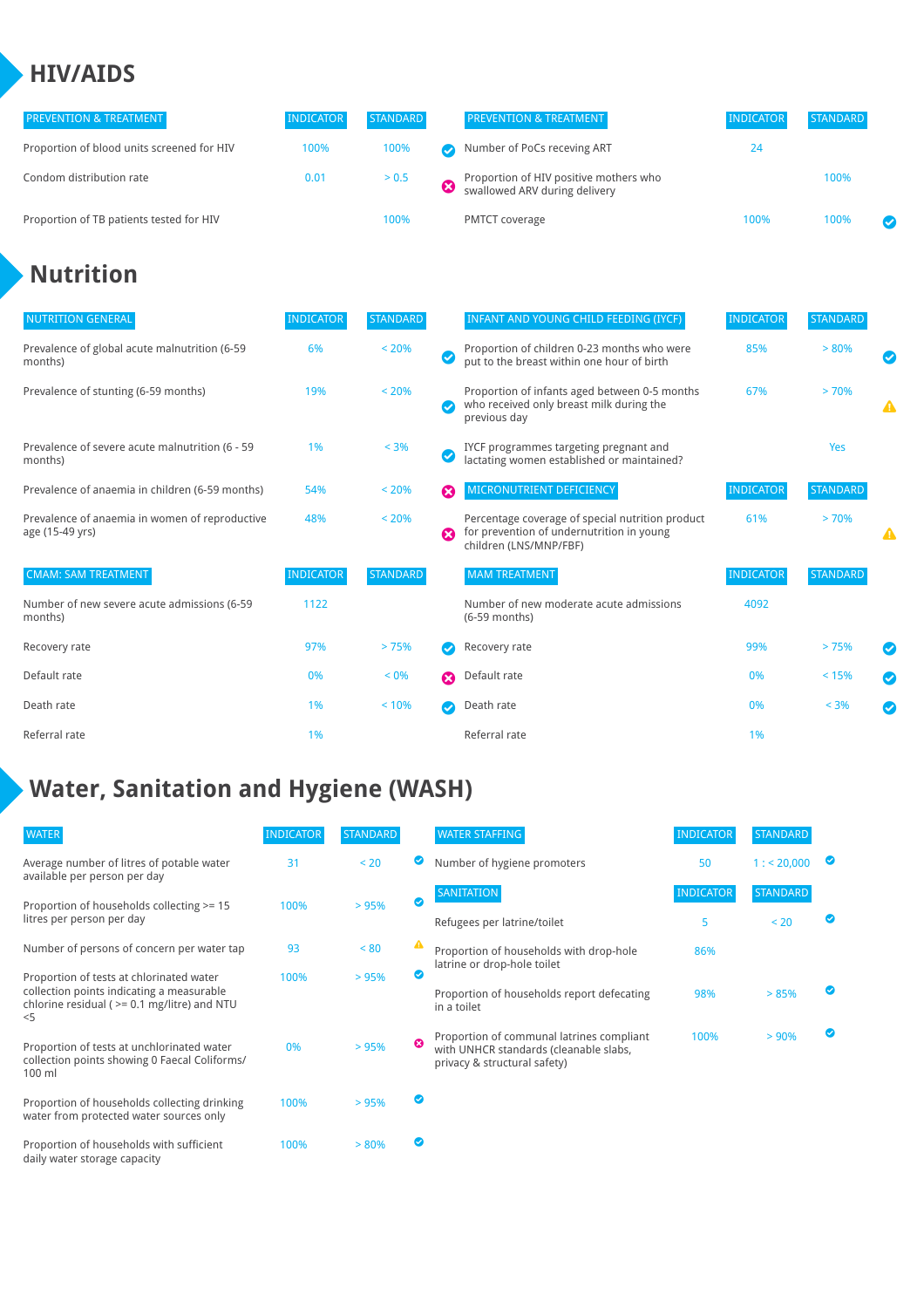# HIV/AIDS

| PREVENTION & TREATMENT | INDICATOR | STANDARD | |
|---|---|---|---|
| Proportion of blood units screened for HIV | 100% | 100% | ✔ |
| Condom distribution rate | 0.01 | > 0.5 | ✖ |
| Proportion of TB patients tested for HIV | | 100% | |

| PREVENTION & TREATMENT | INDICATOR | STANDARD | |
|---|---|---|---|
| Number of PoCs receving ART | 24 | | |
| Proportion of HIV positive mothers who swallowed ARV during delivery | | 100% | |
| PMTCT coverage | 100% | 100% | ✔ |

# Nutrition

| NUTRITION GENERAL | INDICATOR | STANDARD | |
|---|---|---|---|
| Prevalence of global acute malnutrition (6-59 months) | 6% | < 20% | ✔ |
| Prevalence of stunting (6-59 months) | 19% | < 20% | ✔ |
| Prevalence of severe acute malnutrition (6 - 59 months) | 1% | < 3% | ✔ |
| Prevalence of anaemia in children (6-59 months) | 54% | < 20% | ✖ |
| Prevalence of anaemia in women of reproductive age (15-49 yrs) | 48% | < 20% | ✖ |

| INFANT AND YOUNG CHILD FEEDING (IYCF) | INDICATOR | STANDARD | |
|---|---|---|---|
| Proportion of children 0-23 months who were put to the breast within one hour of birth | 85% | > 80% | ✔ |
| Proportion of infants aged between 0-5 months who received only breast milk during the previous day | 67% | > 70% | ⚠ |
| IYCF programmes targeting pregnant and lactating women established or maintained? | | Yes | |

| MICRONUTRIENT DEFICIENCY | INDICATOR | STANDARD | |
|---|---|---|---|
| Percentage coverage of special nutrition product for prevention of undernutrition in young children (LNS/MNP/FBF) | 61% | > 70% | ⚠ |

| CMAM: SAM TREATMENT | INDICATOR | STANDARD | |
|---|---|---|---|
| Number of new severe acute admissions (6-59 months) | 1122 | | |
| Recovery rate | 97% | > 75% | ✔ |
| Default rate | 0% | < 0% | ✖ |
| Death rate | 1% | < 10% | ✔ |
| Referral rate | 1% | | |

| MAM TREATMENT | INDICATOR | STANDARD | |
|---|---|---|---|
| Number of new moderate acute admissions (6-59 months) | 4092 | | |
| Recovery rate | 99% | > 75% | ✔ |
| Default rate | 0% | < 15% | ✔ |
| Death rate | 0% | < 3% | ✔ |
| Referral rate | 1% | | |

# Water, Sanitation and Hygiene (WASH)

| WATER | INDICATOR | STANDARD | |
|---|---|---|---|
| Average number of litres of potable water available per person per day | 31 | < 20 | ✔ |
| Proportion of households collecting >= 15 litres per person per day | 100% | > 95% | ✔ |
| Number of persons of concern per water tap | 93 | < 80 | ⚠ |
| Proportion of tests at chlorinated water collection points indicating a measurable chlorine residual ( >= 0.1 mg/litre) and NTU <5 | 100% | > 95% | ✔ |
| Proportion of tests at unchlorinated water collection points showing 0 Faecal Coliforms/ 100 ml | 0% | > 95% | ✖ |
| Proportion of households collecting drinking water from protected water sources only | 100% | > 95% | ✔ |
| Proportion of households with sufficient daily water storage capacity | 100% | > 80% | ✔ |

| WATER STAFFING | INDICATOR | STANDARD | |
|---|---|---|---|
| Number of hygiene promoters | 50 | 1 : < 20,000 | ✔ |

| SANITATION | INDICATOR | STANDARD | |
|---|---|---|---|
| Refugees per latrine/toilet | 5 | < 20 | ✔ |
| Proportion of households with drop-hole latrine or drop-hole toilet | 86% | | |
| Proportion of households report defecating in a toilet | 98% | > 85% | ✔ |
| Proportion of communal latrines compliant with UNHCR standards (cleanable slabs, privacy & structural safety) | 100% | > 90% | ✔ |